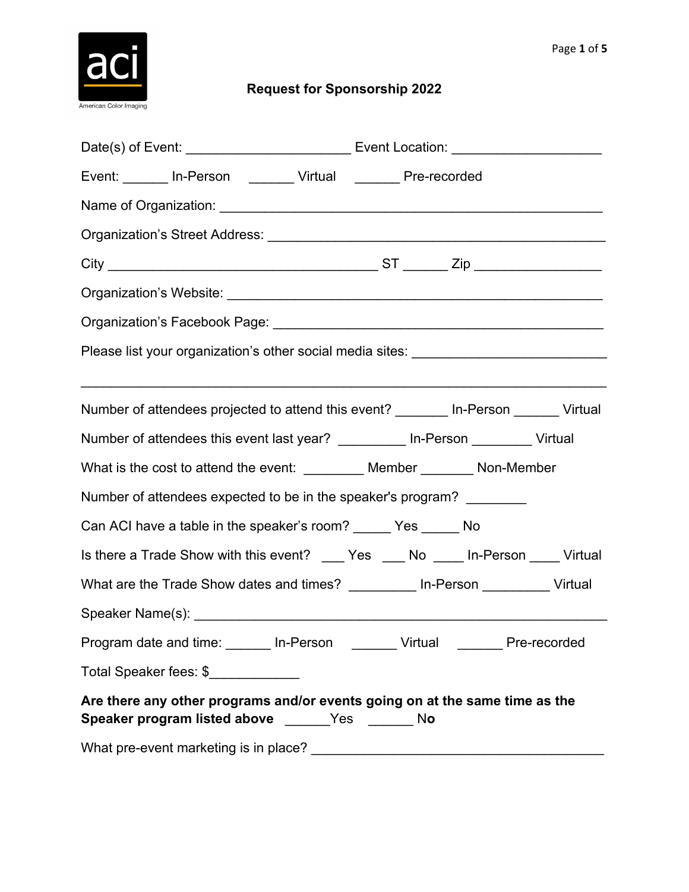aci

American Color Imaging

# Request for Sponsorship 2022

Date(s) of Event: ______________________ Event Location: ____________________

Event: ______ In-Person ______ Virtual ______ Pre-recorded

Name of Organization: ____________________________________________________

Organization's Street Address: ______________________________________________

City ___________________________________ ST ______ Zip _________________

Organization's Website: ___________________________________________________

Organization's Facebook Page: _____________________________________________

Please list your organization's other social media sites: __________________________

______________________________________________________________________

Number of attendees projected to attend this event? _______ In-Person ______ Virtual

Number of attendees this event last year? _________ In-Person ________ Virtual

What is the cost to attend the event: ________ Member _______ Non-Member

Number of attendees expected to be in the speaker's program? ________

Can ACI have a table in the speaker's room? _____ Yes _____ No

Is there a Trade Show with this event? ___ Yes ___ No ____ In-Person ____ Virtual

What are the Trade Show dates and times? _________ In-Person _________ Virtual

Speaker Name(s): _________________________________________________________

Program date and time: ______ In-Person ______ Virtual ______ Pre-recorded

Total Speaker fees: $____________

**Are there any other programs and/or events going on at the same time as the Speaker program listed above** ______Yes ______ No

What pre-event marketing is in place? _______________________________________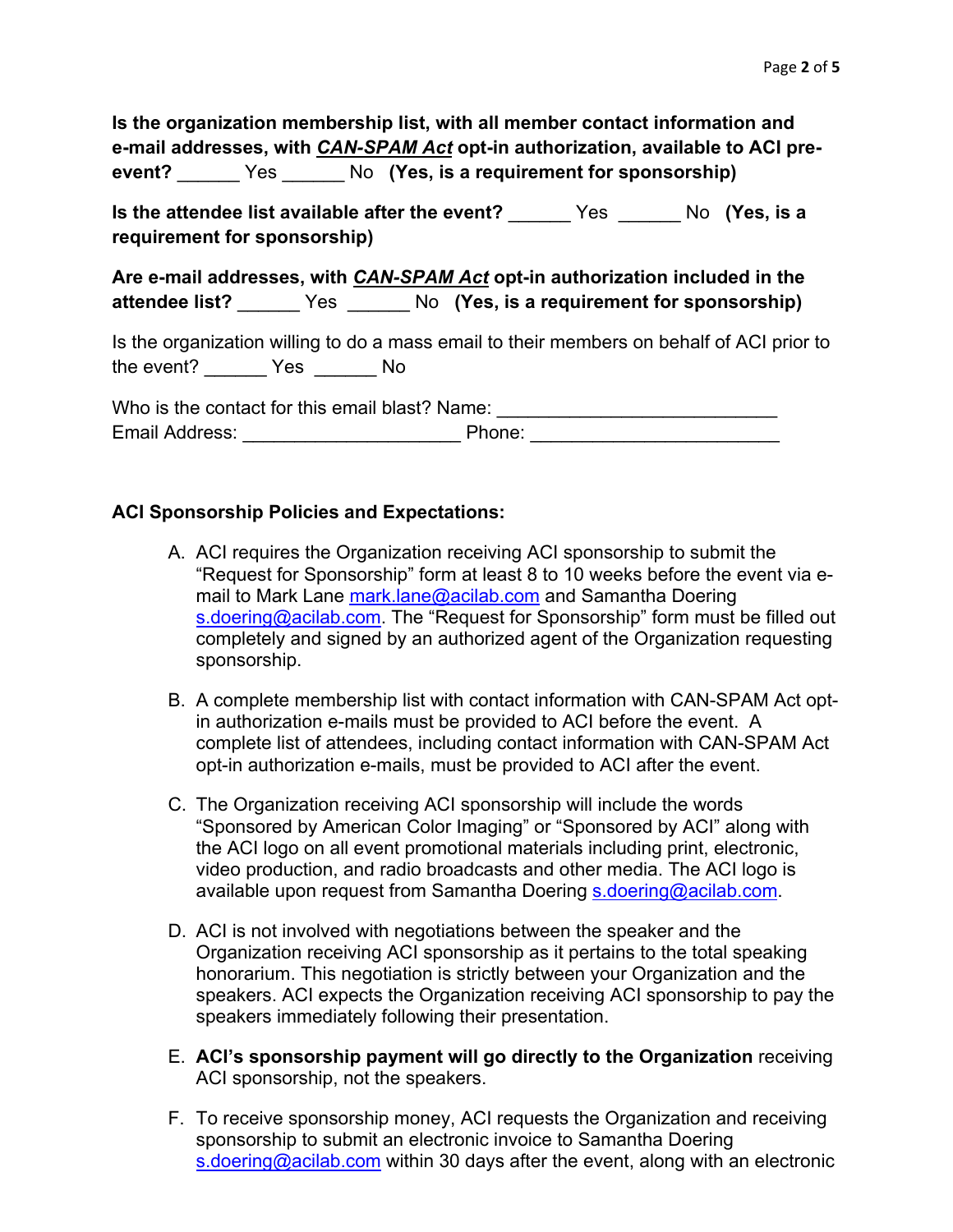**Is the organization membership list, with all member contact information and e-mail addresses, with *CAN-SPAM Act* opt-in authorization, available to ACI pre-event?** ______ Yes ______ No **(Yes, is a requirement for sponsorship)**

**Is the attendee list available after the event?** ______ Yes ______ No **(Yes, is a requirement for sponsorship)**

**Are e-mail addresses, with *CAN-SPAM Act* opt-in authorization included in the attendee list?** ______ Yes ______ No **(Yes, is a requirement for sponsorship)**

Is the organization willing to do a mass email to their members on behalf of ACI prior to the event? ______ Yes ______ No

Who is the contact for this email blast? Name: ___________________________
Email Address: _____________________ Phone: ________________________

**ACI Sponsorship Policies and Expectations:**

A. ACI requires the Organization receiving ACI sponsorship to submit the "Request for Sponsorship" form at least 8 to 10 weeks before the event via e-mail to Mark Lane mark.lane@acilab.com and Samantha Doering s.doering@acilab.com. The "Request for Sponsorship" form must be filled out completely and signed by an authorized agent of the Organization requesting sponsorship.

B. A complete membership list with contact information with CAN-SPAM Act opt-in authorization e-mails must be provided to ACI before the event. A complete list of attendees, including contact information with CAN-SPAM Act opt-in authorization e-mails, must be provided to ACI after the event.

C. The Organization receiving ACI sponsorship will include the words "Sponsored by American Color Imaging" or "Sponsored by ACI" along with the ACI logo on all event promotional materials including print, electronic, video production, and radio broadcasts and other media. The ACI logo is available upon request from Samantha Doering s.doering@acilab.com.

D. ACI is not involved with negotiations between the speaker and the Organization receiving ACI sponsorship as it pertains to the total speaking honorarium. This negotiation is strictly between your Organization and the speakers. ACI expects the Organization receiving ACI sponsorship to pay the speakers immediately following their presentation.

E. **ACI's sponsorship payment will go directly to the Organization** receiving ACI sponsorship, not the speakers.

F. To receive sponsorship money, ACI requests the Organization and receiving sponsorship to submit an electronic invoice to Samantha Doering s.doering@acilab.com within 30 days after the event, along with an electronic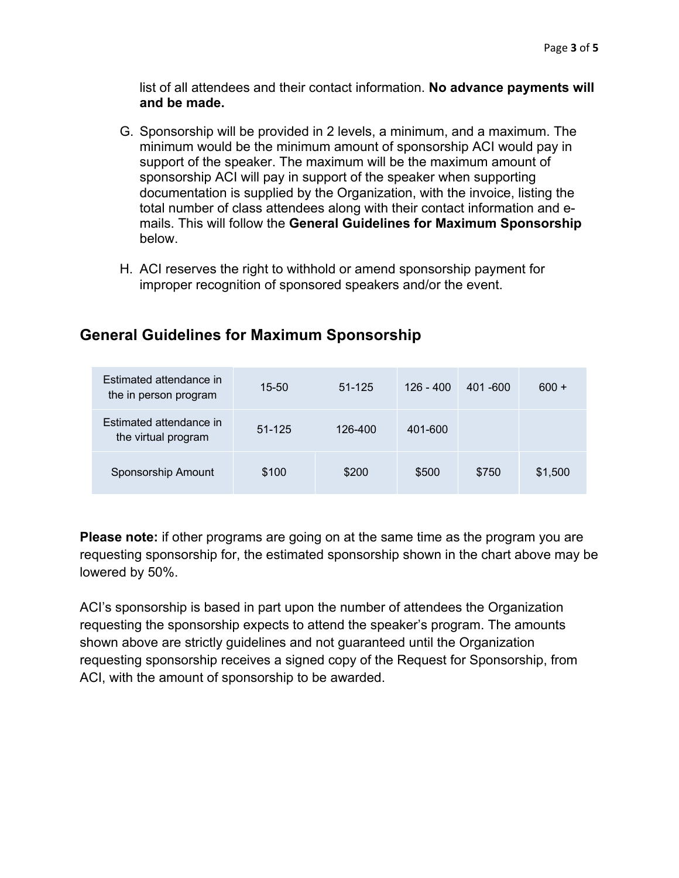list of all attendees and their contact information. **No advance payments will and be made.**

G. Sponsorship will be provided in 2 levels, a minimum, and a maximum. The minimum would be the minimum amount of sponsorship ACI would pay in support of the speaker. The maximum will be the maximum amount of sponsorship ACI will pay in support of the speaker when supporting documentation is supplied by the Organization, with the invoice, listing the total number of class attendees along with their contact information and e-mails. This will follow the **General Guidelines for Maximum Sponsorship** below.

H. ACI reserves the right to withhold or amend sponsorship payment for improper recognition of sponsored speakers and/or the event.

## General Guidelines for Maximum Sponsorship

| Estimated attendance in the in person program | 15-50 | 51-125 | 126 - 400 | 401 -600 | 600 + |
|---|---|---|---|---|---|
| Estimated attendance in the virtual program | 51-125 | 126-400 | 401-600 | | |
| Sponsorship Amount | $100 | $200 | $500 | $750 | $1,500 |

**Please note:** if other programs are going on at the same time as the program you are requesting sponsorship for, the estimated sponsorship shown in the chart above may be lowered by 50%.

ACI's sponsorship is based in part upon the number of attendees the Organization requesting the sponsorship expects to attend the speaker's program. The amounts shown above are strictly guidelines and not guaranteed until the Organization requesting sponsorship receives a signed copy of the Request for Sponsorship, from ACI, with the amount of sponsorship to be awarded.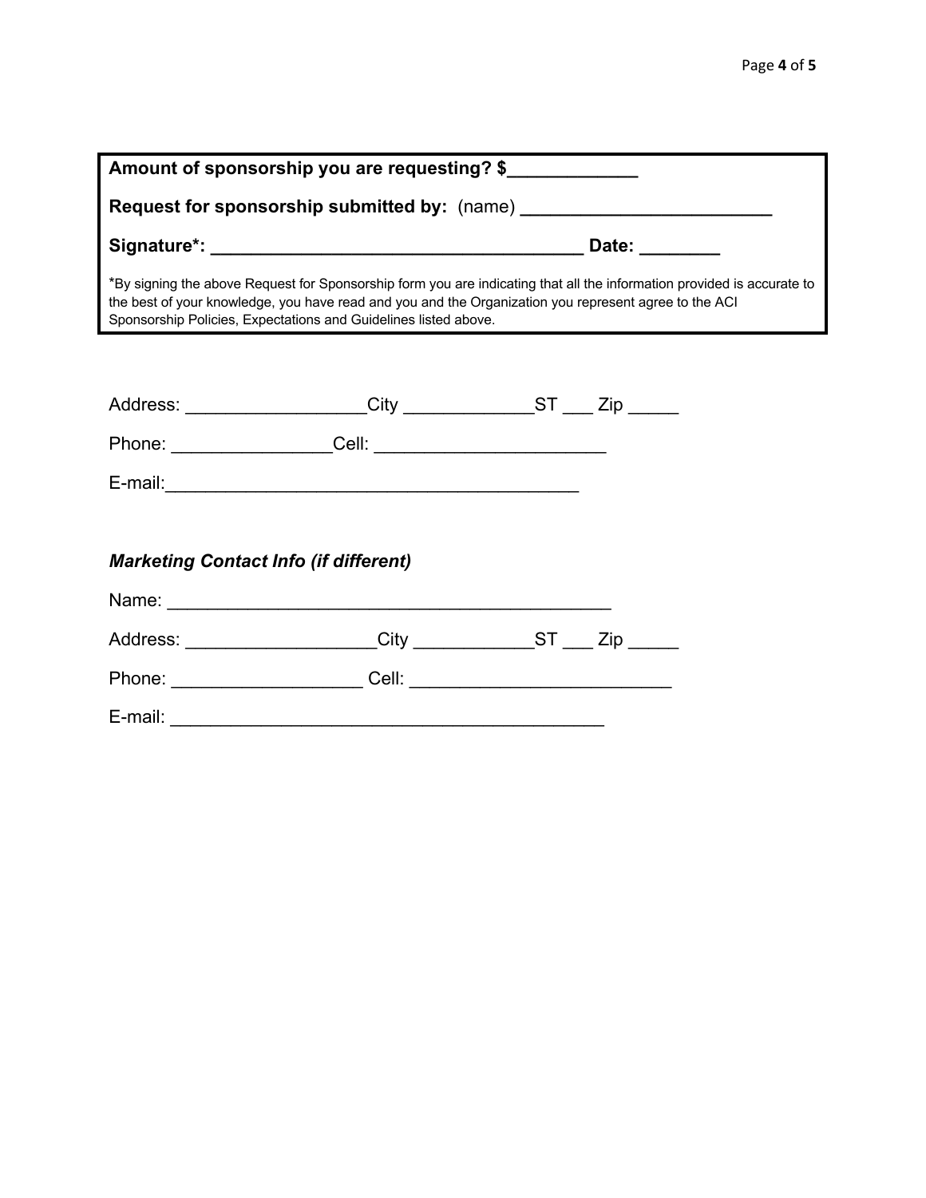**Amount of sponsorship you are requesting? $_____________**

**Request for sponsorship submitted by:** (name) **_________________________**

**Signature*: ____________________________________ Date: ________**

*By signing the above Request for Sponsorship form you are indicating that all the information provided is accurate to the best of your knowledge, you have read and you and the Organization you represent agree to the ACI Sponsorship Policies, Expectations and Guidelines listed above.

Address: __________________City _____________ST ___ Zip _____

Phone: ________________Cell: _______________________

E-mail:_________________________________________

***Marketing Contact Info (if different)***

Name: ____________________________________________

Address: ___________________City ____________ST ___ Zip _____

Phone: ___________________ Cell: __________________________

E-mail: __________________________________________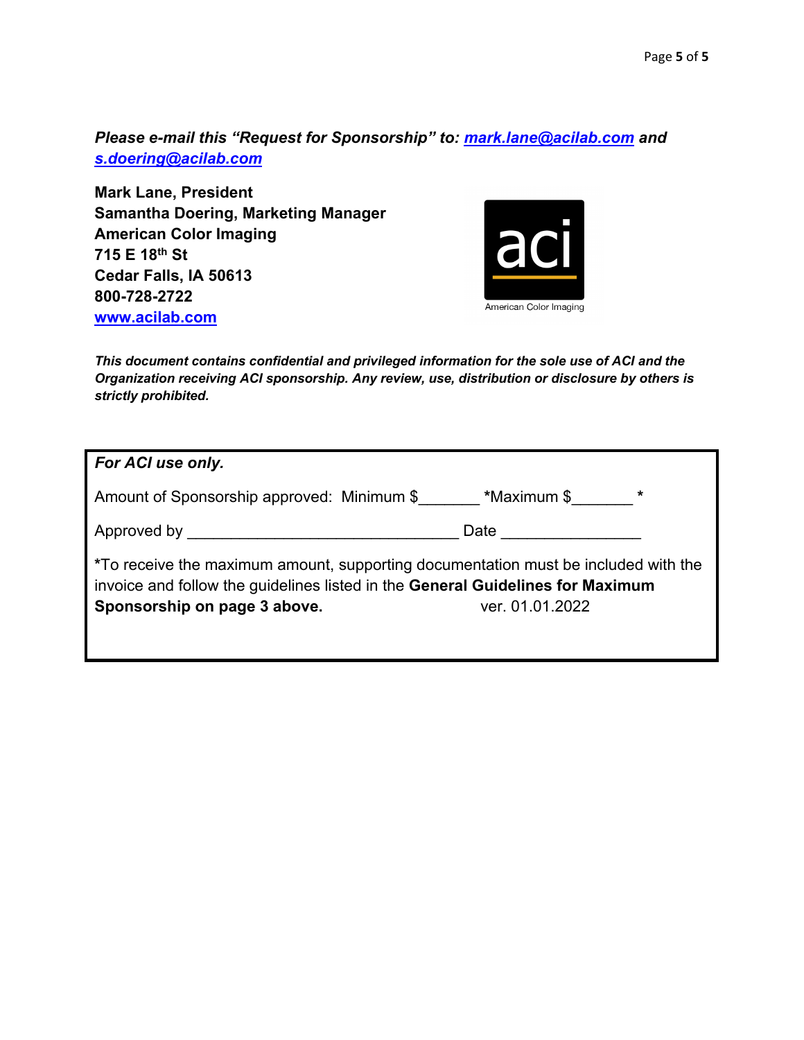***Please e-mail this "Request for Sponsorship" to: mark.lane@acilab.com and s.doering@acilab.com***

**Mark Lane, President**
**Samantha Doering, Marketing Manager**
**American Color Imaging**
**715 E 18th St**
**Cedar Falls, IA 50613**
**800-728-2722**
**www.acilab.com**

aci
American Color Imaging

***This document contains confidential and privileged information for the sole use of ACI and the Organization receiving ACI sponsorship. Any review, use, distribution or disclosure by others is strictly prohibited.***

***For ACI use only.***

Amount of Sponsorship approved: Minimum $_______ *Maximum $_______ *

Approved by _______________________________ Date ________________

*To receive the maximum amount, supporting documentation must be included with the invoice and follow the guidelines listed in the **General Guidelines for Maximum Sponsorship on page 3 above.** ver. 01.01.2022